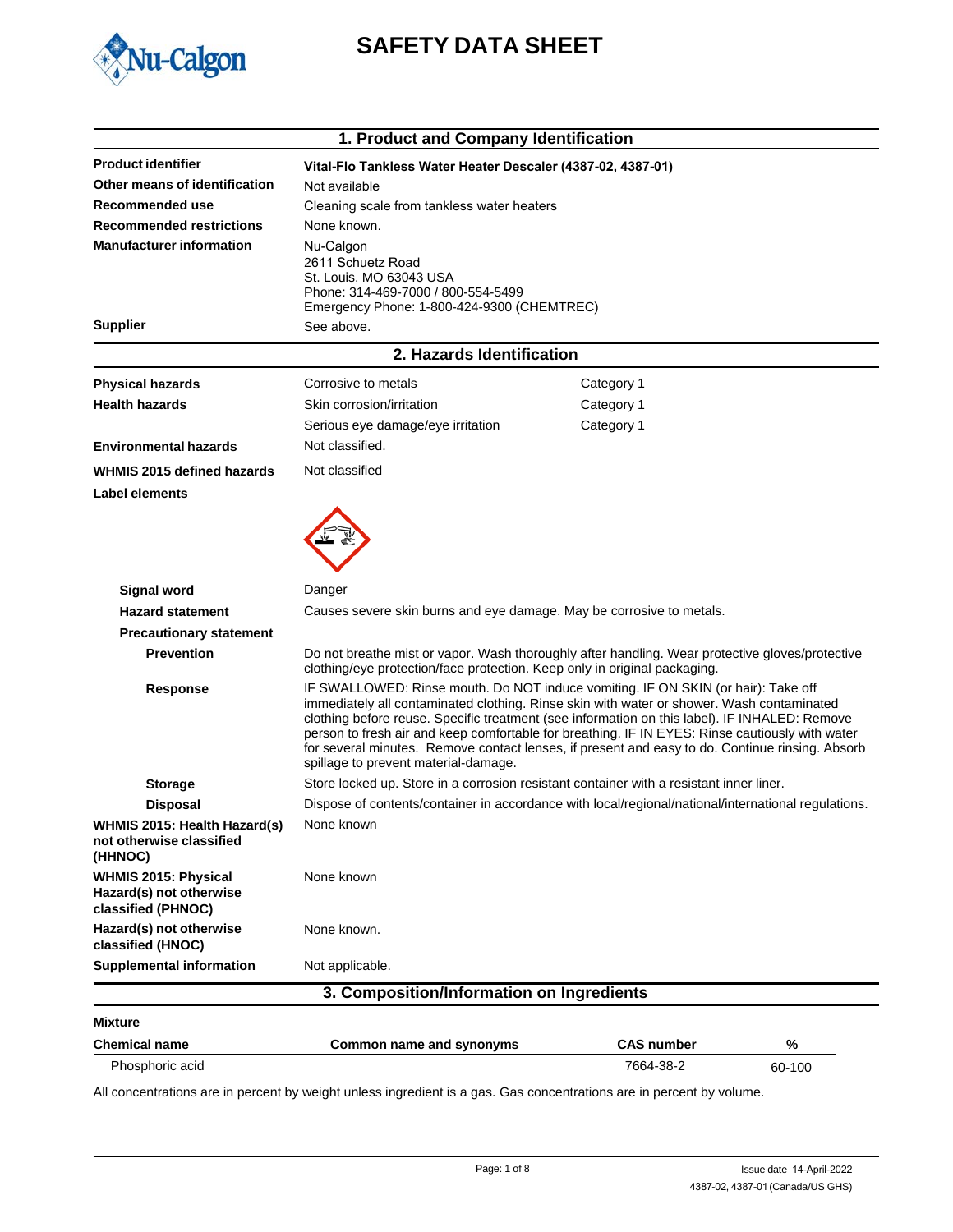# SAFETY DATA SHEET

## 1. Product and Company Identification

| | |
|---|---|
| **Product identifier** | **Vital-Flo Tankless Water Heater Descaler (4387-02, 4387-01)** |
| **Other means of identification** | Not available |
| **Recommended use** | Cleaning scale from tankless water heaters |
| **Recommended restrictions** | None known. |
| **Manufacturer information** | Nu-Calgon<br>2611 Schuetz Road<br>St. Louis, MO 63043 USA<br>Phone: 314-469-7000 / 800-554-5499<br>Emergency Phone: 1-800-424-9300 (CHEMTREC) |
| **Supplier** | See above. |

## 2. Hazards Identification

| | | |
|---|---|---|
| **Physical hazards** | Corrosive to metals | Category 1 |
| **Health hazards** | Skin corrosion/irritation | Category 1 |
| | Serious eye damage/eye irritation | Category 1 |
| **Environmental hazards** | Not classified. | |
| **WHMIS 2015 defined hazards** | Not classified | |

**Label elements**

**Signal word**: Danger

**Hazard statement**: Causes severe skin burns and eye damage. May be corrosive to metals.

**Precautionary statement**

**Prevention**: Do not breathe mist or vapor. Wash thoroughly after handling. Wear protective gloves/protective clothing/eye protection/face protection. Keep only in original packaging.

**Response**: IF SWALLOWED: Rinse mouth. Do NOT induce vomiting. IF ON SKIN (or hair): Take off immediately all contaminated clothing. Rinse skin with water or shower. Wash contaminated clothing before reuse. Specific treatment (see information on this label). IF INHALED: Remove person to fresh air and keep comfortable for breathing. IF IN EYES: Rinse cautiously with water for several minutes. Remove contact lenses, if present and easy to do. Continue rinsing. Absorb spillage to prevent material-damage.

**Storage**: Store locked up. Store in a corrosion resistant container with a resistant inner liner.

**Disposal**: Dispose of contents/container in accordance with local/regional/national/international regulations.

**WHMIS 2015: Health Hazard(s) not otherwise classified (HHNOC)**: None known

**WHMIS 2015: Physical Hazard(s) not otherwise classified (PHNOC)**: None known

**Hazard(s) not otherwise classified (HNOC)**: None known.

**Supplemental information**: Not applicable.

## 3. Composition/Information on Ingredients

**Mixture**

| Chemical name | Common name and synonyms | CAS number | % |
|---|---|---|---|
| Phosphoric acid | | 7664-38-2 | 60-100 |

All concentrations are in percent by weight unless ingredient is a gas. Gas concentrations are in percent by volume.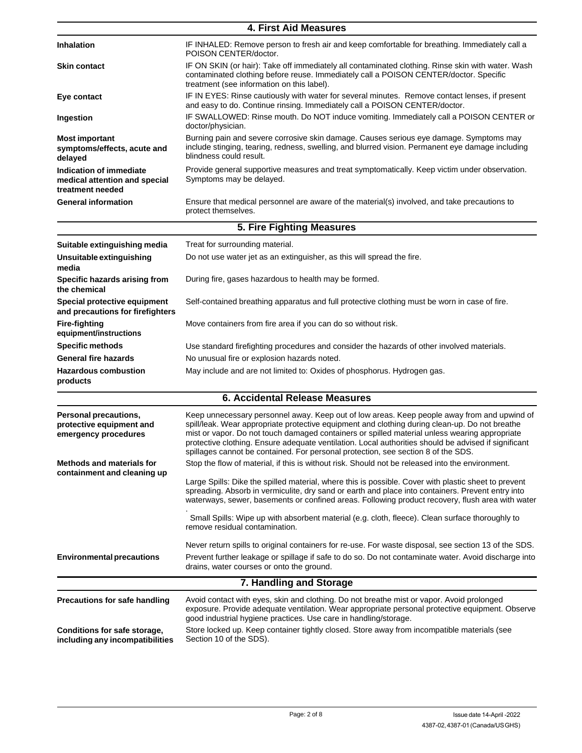## 4. First Aid Measures

| | |
|---|---|
| **Inhalation** | IF INHALED: Remove person to fresh air and keep comfortable for breathing. Immediately call a POISON CENTER/doctor. |
| **Skin contact** | IF ON SKIN (or hair): Take off immediately all contaminated clothing. Rinse skin with water. Wash contaminated clothing before reuse. Immediately call a POISON CENTER/doctor. Specific treatment (see information on this label). |
| **Eye contact** | IF IN EYES: Rinse cautiously with water for several minutes. Remove contact lenses, if present and easy to do. Continue rinsing. Immediately call a POISON CENTER/doctor. |
| **Ingestion** | IF SWALLOWED: Rinse mouth. Do NOT induce vomiting. Immediately call a POISON CENTER or doctor/physician. |
| **Most important symptoms/effects, acute and delayed** | Burning pain and severe corrosive skin damage. Causes serious eye damage. Symptoms may include stinging, tearing, redness, swelling, and blurred vision. Permanent eye damage including blindness could result. |
| **Indication of immediate medical attention and special treatment needed** | Provide general supportive measures and treat symptomatically. Keep victim under observation. Symptoms may be delayed. |
| **General information** | Ensure that medical personnel are aware of the material(s) involved, and take precautions to protect themselves. |

## 5. Fire Fighting Measures

| | |
|---|---|
| **Suitable extinguishing media** | Treat for surrounding material. |
| **Unsuitable extinguishing media** | Do not use water jet as an extinguisher, as this will spread the fire. |
| **Specific hazards arising from the chemical** | During fire, gases hazardous to health may be formed. |
| **Special protective equipment and precautions for firefighters** | Self-contained breathing apparatus and full protective clothing must be worn in case of fire. |
| **Fire-fighting equipment/instructions** | Move containers from fire area if you can do so without risk. |
| **Specific methods** | Use standard firefighting procedures and consider the hazards of other involved materials. |
| **General fire hazards** | No unusual fire or explosion hazards noted. |
| **Hazardous combustion products** | May include and are not limited to: Oxides of phosphorus. Hydrogen gas. |

## 6. Accidental Release Measures

| | |
|---|---|
| **Personal precautions, protective equipment and emergency procedures** | Keep unnecessary personnel away. Keep out of low areas. Keep people away from and upwind of spill/leak. Wear appropriate protective equipment and clothing during clean-up. Do not breathe mist or vapor. Do not touch damaged containers or spilled material unless wearing appropriate protective clothing. Ensure adequate ventilation. Local authorities should be advised if significant spillages cannot be contained. For personal protection, see section 8 of the SDS. |
| **Methods and materials for containment and cleaning up** | Stop the flow of material, if this is without risk. Should not be released into the environment.<br><br>Large Spills: Dike the spilled material, where this is possible. Cover with plastic sheet to prevent spreading. Absorb in vermiculite, dry sand or earth and place into containers. Prevent entry into waterways, sewer, basements or confined areas. Following product recovery, flush area with water .<br><br>Small Spills: Wipe up with absorbent material (e.g. cloth, fleece). Clean surface thoroughly to remove residual contamination.<br><br>Never return spills to original containers for re-use. For waste disposal, see section 13 of the SDS. |
| **Environmental precautions** | Prevent further leakage or spillage if safe to do so. Do not contaminate water. Avoid discharge into drains, water courses or onto the ground. |

## 7. Handling and Storage

| | |
|---|---|
| **Precautions for safe handling** | Avoid contact with eyes, skin and clothing. Do not breathe mist or vapor. Avoid prolonged exposure. Provide adequate ventilation. Wear appropriate personal protective equipment. Observe good industrial hygiene practices. Use care in handling/storage. |
| **Conditions for safe storage, including any incompatibilities** | Store locked up. Keep container tightly closed. Store away from incompatible materials (see Section 10 of the SDS). |

Issue date 14-April -2022
4387-02, 4387-01 (Canada/US GHS)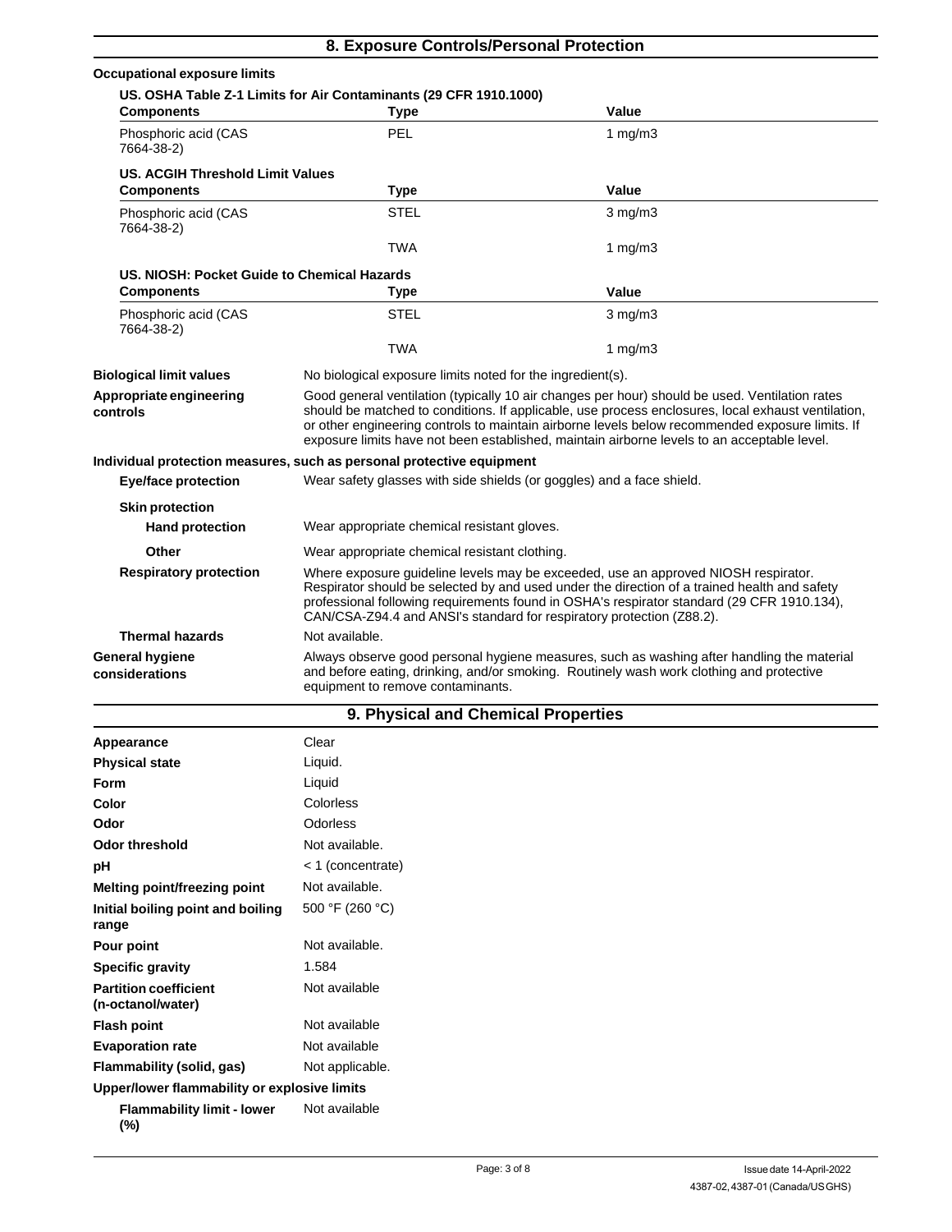## 8. Exposure Controls/Personal Protection

**Occupational exposure limits**

**US. OSHA Table Z-1 Limits for Air Contaminants (29 CFR 1910.1000)**

| Components | Type | Value |
|---|---|---|
| Phosphoric acid (CAS 7664-38-2) | PEL | 1 mg/m3 |

**US. ACGIH Threshold Limit Values**

| Components | Type | Value |
|---|---|---|
| Phosphoric acid (CAS 7664-38-2) | STEL | 3 mg/m3 |
| | TWA | 1 mg/m3 |

**US. NIOSH: Pocket Guide to Chemical Hazards**

| Components | Type | Value |
|---|---|---|
| Phosphoric acid (CAS 7664-38-2) | STEL | 3 mg/m3 |
| | TWA | 1 mg/m3 |

**Biological limit values** No biological exposure limits noted for the ingredient(s).

**Appropriate engineering controls** Good general ventilation (typically 10 air changes per hour) should be used. Ventilation rates should be matched to conditions. If applicable, use process enclosures, local exhaust ventilation, or other engineering controls to maintain airborne levels below recommended exposure limits. If exposure limits have not been established, maintain airborne levels to an acceptable level.

**Individual protection measures, such as personal protective equipment**

**Eye/face protection** Wear safety glasses with side shields (or goggles) and a face shield.

**Skin protection**

**Hand protection** Wear appropriate chemical resistant gloves.

**Other** Wear appropriate chemical resistant clothing.

**Respiratory protection** Where exposure guideline levels may be exceeded, use an approved NIOSH respirator. Respirator should be selected by and used under the direction of a trained health and safety professional following requirements found in OSHA's respirator standard (29 CFR 1910.134), CAN/CSA-Z94.4 and ANSI's standard for respiratory protection (Z88.2).

**Thermal hazards** Not available.

**General hygiene considerations** Always observe good personal hygiene measures, such as washing after handling the material and before eating, drinking, and/or smoking. Routinely wash work clothing and protective equipment to remove contaminants.

## 9. Physical and Chemical Properties

| | |
|---|---|
| **Appearance** | Clear |
| **Physical state** | Liquid. |
| **Form** | Liquid |
| **Color** | Colorless |
| **Odor** | Odorless |
| **Odor threshold** | Not available. |
| **pH** | < 1 (concentrate) |
| **Melting point/freezing point** | Not available. |
| **Initial boiling point and boiling range** | 500 °F (260 °C) |
| **Pour point** | Not available. |
| **Specific gravity** | 1.584 |
| **Partition coefficient (n-octanol/water)** | Not available |
| **Flash point** | Not available |
| **Evaporation rate** | Not available |
| **Flammability (solid, gas)** | Not applicable. |

**Upper/lower flammability or explosive limits**

**Flammability limit - lower (%)** Not available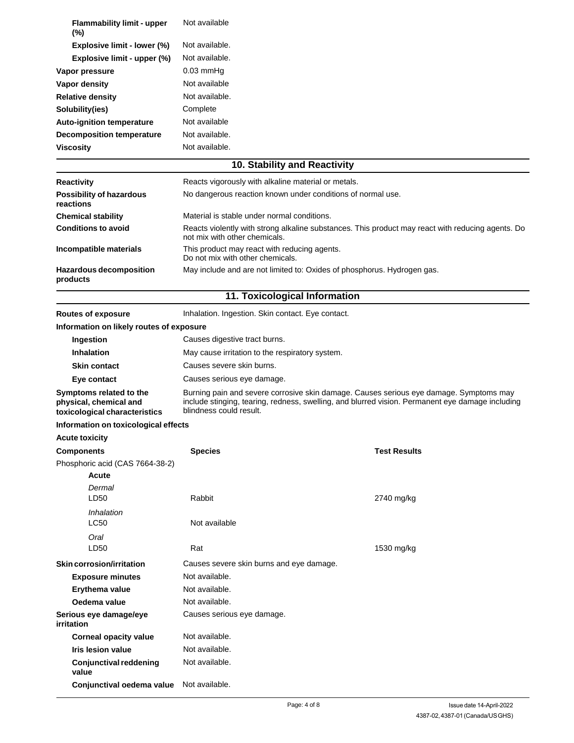| | |
|---|---|
| **Flammability limit - upper (%)** | Not available |
| **Explosive limit - lower (%)** | Not available. |
| **Explosive limit - upper (%)** | Not available. |
| **Vapor pressure** | 0.03 mmHg |
| **Vapor density** | Not available |
| **Relative density** | Not available. |
| **Solubility(ies)** | Complete |
| **Auto-ignition temperature** | Not available |
| **Decomposition temperature** | Not available. |
| **Viscosity** | Not available. |

## 10. Stability and Reactivity

| | |
|---|---|
| **Reactivity** | Reacts vigorously with alkaline material or metals. |
| **Possibility of hazardous reactions** | No dangerous reaction known under conditions of normal use. |
| **Chemical stability** | Material is stable under normal conditions. |
| **Conditions to avoid** | Reacts violently with strong alkaline substances. This product may react with reducing agents. Do not mix with other chemicals. |
| **Incompatible materials** | This product may react with reducing agents. Do not mix with other chemicals. |
| **Hazardous decomposition products** | May include and are not limited to: Oxides of phosphorus. Hydrogen gas. |

## 11. Toxicological Information

| | |
|---|---|
| **Routes of exposure** | Inhalation. Ingestion. Skin contact. Eye contact. |

**Information on likely routes of exposure**

| | |
|---|---|
| **Ingestion** | Causes digestive tract burns. |
| **Inhalation** | May cause irritation to the respiratory system. |
| **Skin contact** | Causes severe skin burns. |
| **Eye contact** | Causes serious eye damage. |
| **Symptoms related to the physical, chemical and toxicological characteristics** | Burning pain and severe corrosive skin damage. Causes serious eye damage. Symptoms may include stinging, tearing, redness, swelling, and blurred vision. Permanent eye damage including blindness could result. |

**Information on toxicological effects**

**Acute toxicity**

| Components | Species | Test Results |
|---|---|---|
| Phosphoric acid (CAS 7664-38-2) | | |
| **Acute** | | |
| *Dermal* LD50 | Rabbit | 2740 mg/kg |
| *Inhalation* LC50 | Not available | |
| *Oral* LD50 | Rat | 1530 mg/kg |

| | |
|---|---|
| **Skin corrosion/irritation** | Causes severe skin burns and eye damage. |
| **Exposure minutes** | Not available. |
| **Erythema value** | Not available. |
| **Oedema value** | Not available. |
| **Serious eye damage/eye irritation** | Causes serious eye damage. |
| **Corneal opacity value** | Not available. |
| **Iris lesion value** | Not available. |
| **Conjunctival reddening value** | Not available. |
| **Conjunctival oedema value** | Not available. |

Issue date 14-April-2022
4387-02, 4387-01 (Canada/US GHS)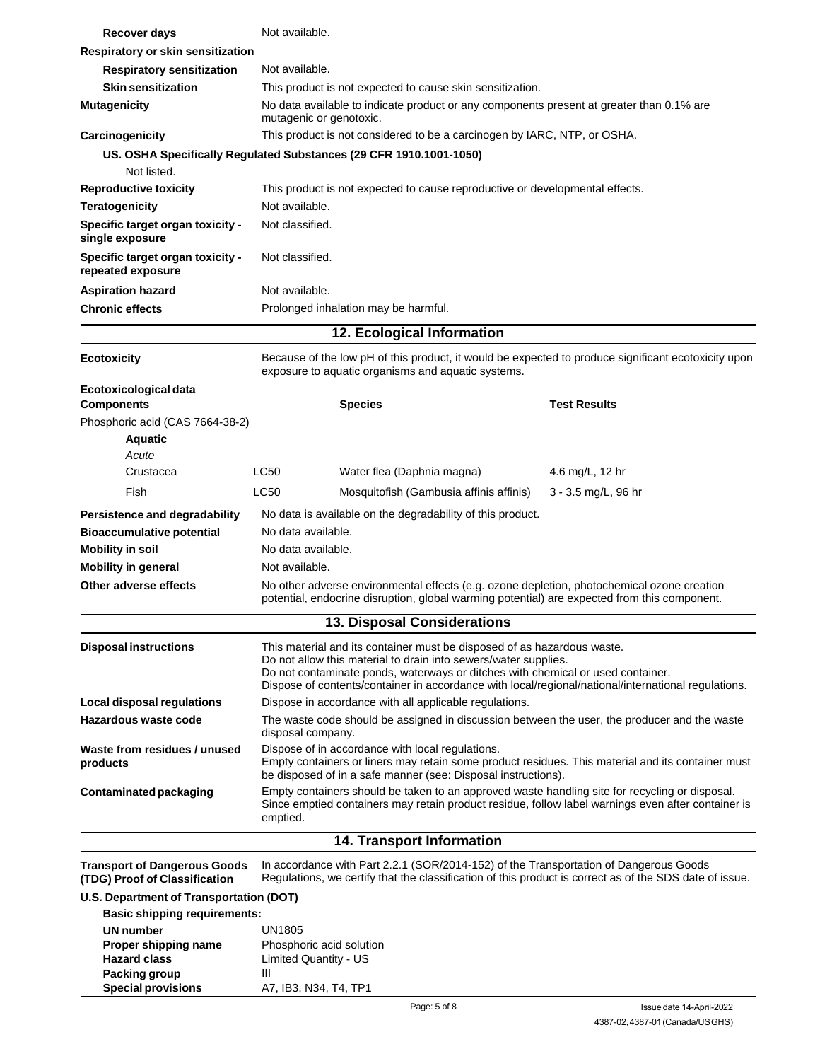| | |
|---|---|
| **Recover days** | Not available. |
| **Respiratory or skin sensitization** | |
| **Respiratory sensitization** | Not available. |
| **Skin sensitization** | This product is not expected to cause skin sensitization. |
| **Mutagenicity** | No data available to indicate product or any components present at greater than 0.1% are mutagenic or genotoxic. |
| **Carcinogenicity** | This product is not considered to be a carcinogen by IARC, NTP, or OSHA. |

**US. OSHA Specifically Regulated Substances (29 CFR 1910.1001-1050)**

Not listed.

| | |
|---|---|
| **Reproductive toxicity** | This product is not expected to cause reproductive or developmental effects. |
| **Teratogenicity** | Not available. |
| **Specific target organ toxicity - single exposure** | Not classified. |
| **Specific target organ toxicity - repeated exposure** | Not classified. |
| **Aspiration hazard** | Not available. |
| **Chronic effects** | Prolonged inhalation may be harmful. |

## 12. Ecological Information

**Ecotoxicity** Because of the low pH of this product, it would be expected to produce significant ecotoxicity upon exposure to aquatic organisms and aquatic systems.

**Ecotoxicological data**

| **Components** | | **Species** | **Test Results** |
|---|---|---|---|
| Phosphoric acid (CAS 7664-38-2) | | | |
| **Aquatic** | | | |
| *Acute* | | | |
| Crustacea | LC50 | Water flea (Daphnia magna) | 4.6 mg/L, 12 hr |
| Fish | LC50 | Mosquitofish (Gambusia affinis affinis) | 3 - 3.5 mg/L, 96 hr |

| | |
|---|---|
| **Persistence and degradability** | No data is available on the degradability of this product. |
| **Bioaccumulative potential** | No data available. |
| **Mobility in soil** | No data available. |
| **Mobility in general** | Not available. |
| **Other adverse effects** | No other adverse environmental effects (e.g. ozone depletion, photochemical ozone creation potential, endocrine disruption, global warming potential) are expected from this component. |

## 13. Disposal Considerations

| | |
|---|---|
| **Disposal instructions** | This material and its container must be disposed of as hazardous waste. Do not allow this material to drain into sewers/water supplies. Do not contaminate ponds, waterways or ditches with chemical or used container. Dispose of contents/container in accordance with local/regional/national/international regulations. |
| **Local disposal regulations** | Dispose in accordance with all applicable regulations. |
| **Hazardous waste code** | The waste code should be assigned in discussion between the user, the producer and the waste disposal company. |
| **Waste from residues / unused products** | Dispose of in accordance with local regulations. Empty containers or liners may retain some product residues. This material and its container must be disposed of in a safe manner (see: Disposal instructions). |
| **Contaminated packaging** | Empty containers should be taken to an approved waste handling site for recycling or disposal. Since emptied containers may retain product residue, follow label warnings even after container is emptied. |

## 14. Transport Information

**Transport of Dangerous Goods (TDG) Proof of Classification** In accordance with Part 2.2.1 (SOR/2014-152) of the Transportation of Dangerous Goods Regulations, we certify that the classification of this product is correct as of the SDS date of issue.

**U.S. Department of Transportation (DOT)**

**Basic shipping requirements:**

| | |
|---|---|
| **UN number** | UN1805 |
| **Proper shipping name** | Phosphoric acid solution |
| **Hazard class** | Limited Quantity - US |
| **Packing group** | III |
| **Special provisions** | A7, IB3, N34, T4, TP1 |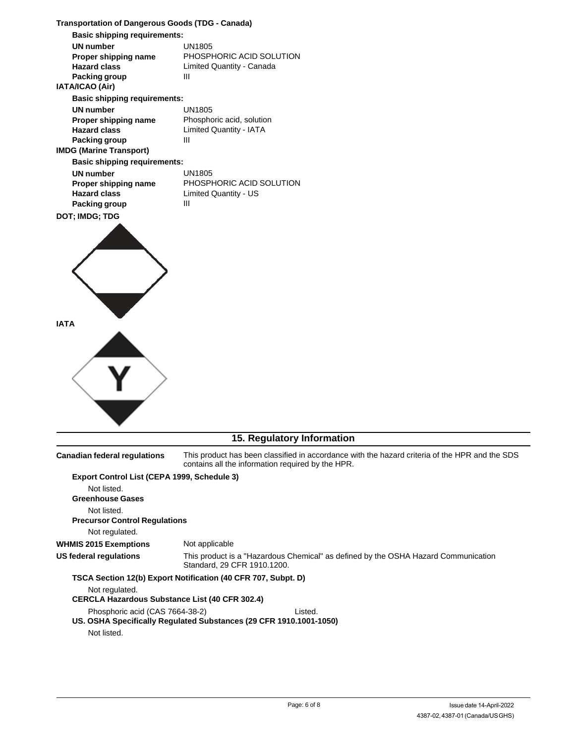**Transportation of Dangerous Goods (TDG - Canada)**

**Basic shipping requirements:**

| | |
|---|---|
| **UN number** | UN1805 |
| **Proper shipping name** | PHOSPHORIC ACID SOLUTION |
| **Hazard class** | Limited Quantity - Canada |
| **Packing group** | III |

**IATA/ICAO (Air)**

**Basic shipping requirements:**

| | |
|---|---|
| **UN number** | UN1805 |
| **Proper shipping name** | Phosphoric acid, solution |
| **Hazard class** | Limited Quantity - IATA |
| **Packing group** | III |

**IMDG (Marine Transport)**

**Basic shipping requirements:**

| | |
|---|---|
| **UN number** | UN1805 |
| **Proper shipping name** | PHOSPHORIC ACID SOLUTION |
| **Hazard class** | Limited Quantity - US |
| **Packing group** | III |

**DOT; IMDG; TDG**

**IATA**

## 15. Regulatory Information

**Canadian federal regulations** This product has been classified in accordance with the hazard criteria of the HPR and the SDS contains all the information required by the HPR.

**Export Control List (CEPA 1999, Schedule 3)**

Not listed.

**Greenhouse Gases**

Not listed.

**Precursor Control Regulations**

Not regulated.

**WHMIS 2015 Exemptions** Not applicable

**US federal regulations** This product is a "Hazardous Chemical" as defined by the OSHA Hazard Communication Standard, 29 CFR 1910.1200.

**TSCA Section 12(b) Export Notification (40 CFR 707, Subpt. D)**

Not regulated.

**CERCLA Hazardous Substance List (40 CFR 302.4)**

Phosphoric acid (CAS 7664-38-2) Listed.

**US. OSHA Specifically Regulated Substances (29 CFR 1910.1001-1050)**

Not listed.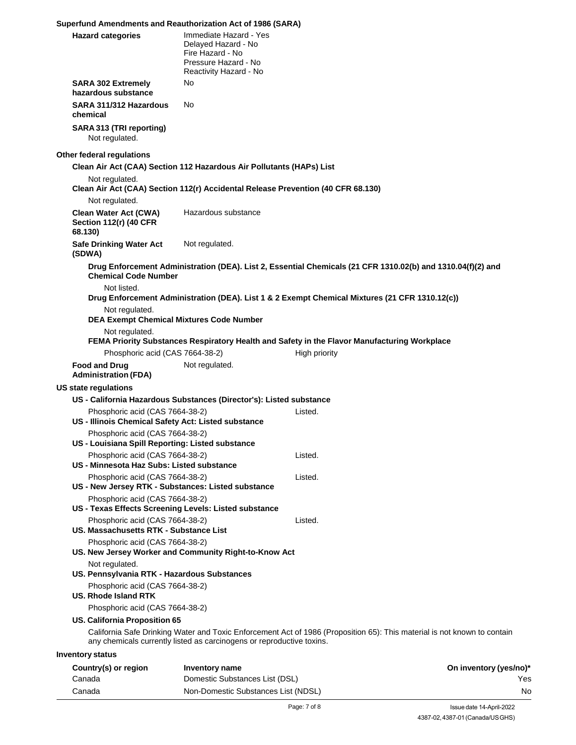**Superfund Amendments and Reauthorization Act of 1986 (SARA)**

**Hazard categories**
Immediate Hazard - Yes
Delayed Hazard - No
Fire Hazard - No
Pressure Hazard - No
Reactivity Hazard - No

**SARA 302 Extremely hazardous substance** No

**SARA 311/312 Hazardous chemical** No

**SARA 313 (TRI reporting)**
Not regulated.

**Other federal regulations**

**Clean Air Act (CAA) Section 112 Hazardous Air Pollutants (HAPs) List**

Not regulated.

**Clean Air Act (CAA) Section 112(r) Accidental Release Prevention (40 CFR 68.130)**

Not regulated.

**Clean Water Act (CWA) Section 112(r) (40 CFR 68.130)** Hazardous substance

**Safe Drinking Water Act (SDWA)** Not regulated.

**Drug Enforcement Administration (DEA). List 2, Essential Chemicals (21 CFR 1310.02(b) and 1310.04(f)(2) and Chemical Code Number**

Not listed.

**Drug Enforcement Administration (DEA). List 1 & 2 Exempt Chemical Mixtures (21 CFR 1310.12(c))**

Not regulated.

**DEA Exempt Chemical Mixtures Code Number**

Not regulated.

**FEMA Priority Substances Respiratory Health and Safety in the Flavor Manufacturing Workplace**

Phosphoric acid (CAS 7664-38-2) High priority

**Food and Drug Administration (FDA)** Not regulated.

**US state regulations**

**US - California Hazardous Substances (Director's): Listed substance**

Phosphoric acid (CAS 7664-38-2) Listed.

**US - Illinois Chemical Safety Act: Listed substance**

Phosphoric acid (CAS 7664-38-2)

**US - Louisiana Spill Reporting: Listed substance**

Phosphoric acid (CAS 7664-38-2) Listed.

**US - Minnesota Haz Subs: Listed substance**

Phosphoric acid (CAS 7664-38-2) Listed.

**US - New Jersey RTK - Substances: Listed substance**

Phosphoric acid (CAS 7664-38-2)

**US - Texas Effects Screening Levels: Listed substance**

Phosphoric acid (CAS 7664-38-2) Listed.

**US. Massachusetts RTK - Substance List**

Phosphoric acid (CAS 7664-38-2)

**US. New Jersey Worker and Community Right-to-Know Act**

Not regulated.

**US. Pennsylvania RTK - Hazardous Substances**

Phosphoric acid (CAS 7664-38-2)

**US. Rhode Island RTK**

Phosphoric acid (CAS 7664-38-2)

**US. California Proposition 65**

California Safe Drinking Water and Toxic Enforcement Act of 1986 (Proposition 65): This material is not known to contain any chemicals currently listed as carcinogens or reproductive toxins.

**Inventory status**

| Country(s) or region | Inventory name | On inventory (yes/no)* |
|---|---|---|
| Canada | Domestic Substances List (DSL) | Yes |
| Canada | Non-Domestic Substances List (NDSL) | No |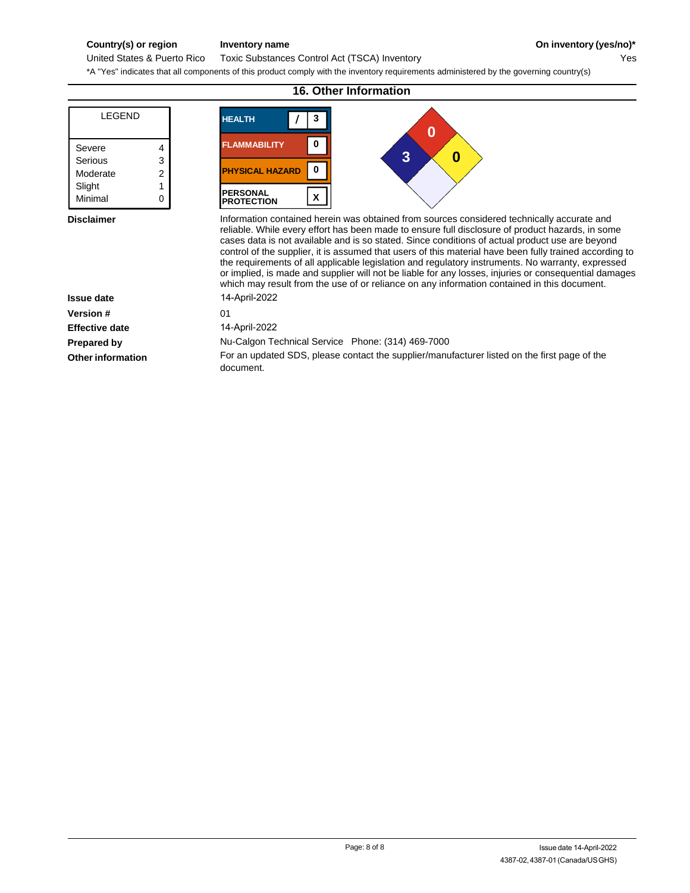| Country(s) or region | Inventory name | On inventory (yes/no)* |
|---|---|---|
| United States & Puerto Rico | Toxic Substances Control Act (TSCA) Inventory | Yes |

*A "Yes" indicates that all components of this product comply with the inventory requirements administered by the governing country(s)

## 16. Other Information

| LEGEND | |
|---|---|
| Severe | 4 |
| Serious | 3 |
| Moderate | 2 |
| Slight | 1 |
| Minimal | 0 |

| | |
|---|---|
| HEALTH | / 3 |
| FLAMMABILITY | 0 |
| PHYSICAL HAZARD | 0 |
| PERSONAL PROTECTION | X |

0

3 0

**Disclaimer**

Information contained herein was obtained from sources considered technically accurate and reliable. While every effort has been made to ensure full disclosure of product hazards, in some cases data is not available and is so stated. Since conditions of actual product use are beyond control of the supplier, it is assumed that users of this material have been fully trained according to the requirements of all applicable legislation and regulatory instruments. No warranty, expressed or implied, is made and supplier will not be liable for any losses, injuries or consequential damages which may result from the use of or reliance on any information contained in this document.

**Issue date** 14-April-2022

**Version #** 01

**Effective date** 14-April-2022

**Prepared by** Nu-Calgon Technical Service Phone: (314) 469-7000

**Other information** For an updated SDS, please contact the supplier/manufacturer listed on the first page of the document.